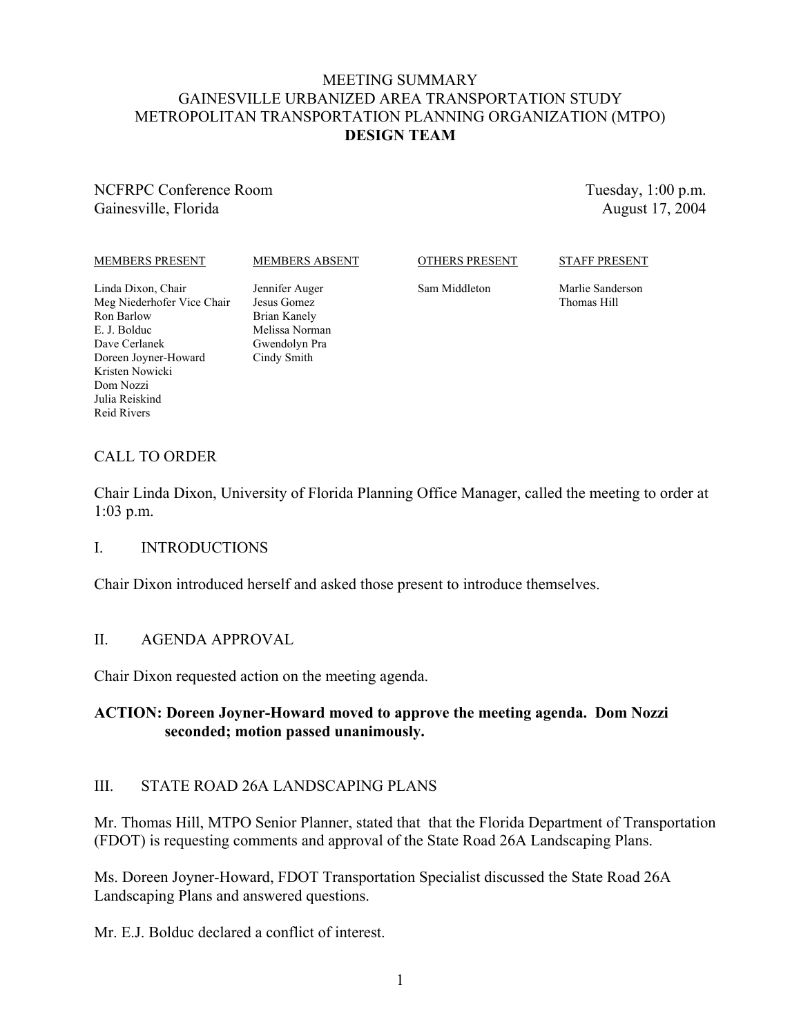# MEETING SUMMARY
# GAINESVILLE URBANIZED AREA TRANSPORTATION STUDY
# METROPOLITAN TRANSPORTATION PLANNING ORGANIZATION (MTPO)
# DESIGN TEAM

NCFRPC Conference Room
Gainesville, Florida

Tuesday, 1:00 p.m.
August 17, 2004

| MEMBERS PRESENT | MEMBERS ABSENT | OTHERS PRESENT | STAFF PRESENT |
|---|---|---|---|
| Linda Dixon, Chair | Jennifer Auger | Sam Middleton | Marlie Sanderson |
| Meg Niederhofer Vice Chair | Jesus Gomez | | Thomas Hill |
| Ron Barlow | Brian Kanely | | |
| E. J. Bolduc | Melissa Norman | | |
| Dave Cerlanek | Gwendolyn Pra | | |
| Doreen Joyner-Howard | Cindy Smith | | |
| Kristen Nowicki | | | |
| Dom Nozzi | | | |
| Julia Reiskind | | | |
| Reid Rivers | | | |

## CALL TO ORDER

Chair Linda Dixon, University of Florida Planning Office Manager, called the meeting to order at 1:03 p.m.

## I. INTRODUCTIONS

Chair Dixon introduced herself and asked those present to introduce themselves.

## II. AGENDA APPROVAL

Chair Dixon requested action on the meeting agenda.

**ACTION: Doreen Joyner-Howard moved to approve the meeting agenda. Dom Nozzi seconded; motion passed unanimously.**

## III. STATE ROAD 26A LANDSCAPING PLANS

Mr. Thomas Hill, MTPO Senior Planner, stated that that the Florida Department of Transportation (FDOT) is requesting comments and approval of the State Road 26A Landscaping Plans.

Ms. Doreen Joyner-Howard, FDOT Transportation Specialist discussed the State Road 26A Landscaping Plans and answered questions.

Mr. E.J. Bolduc declared a conflict of interest.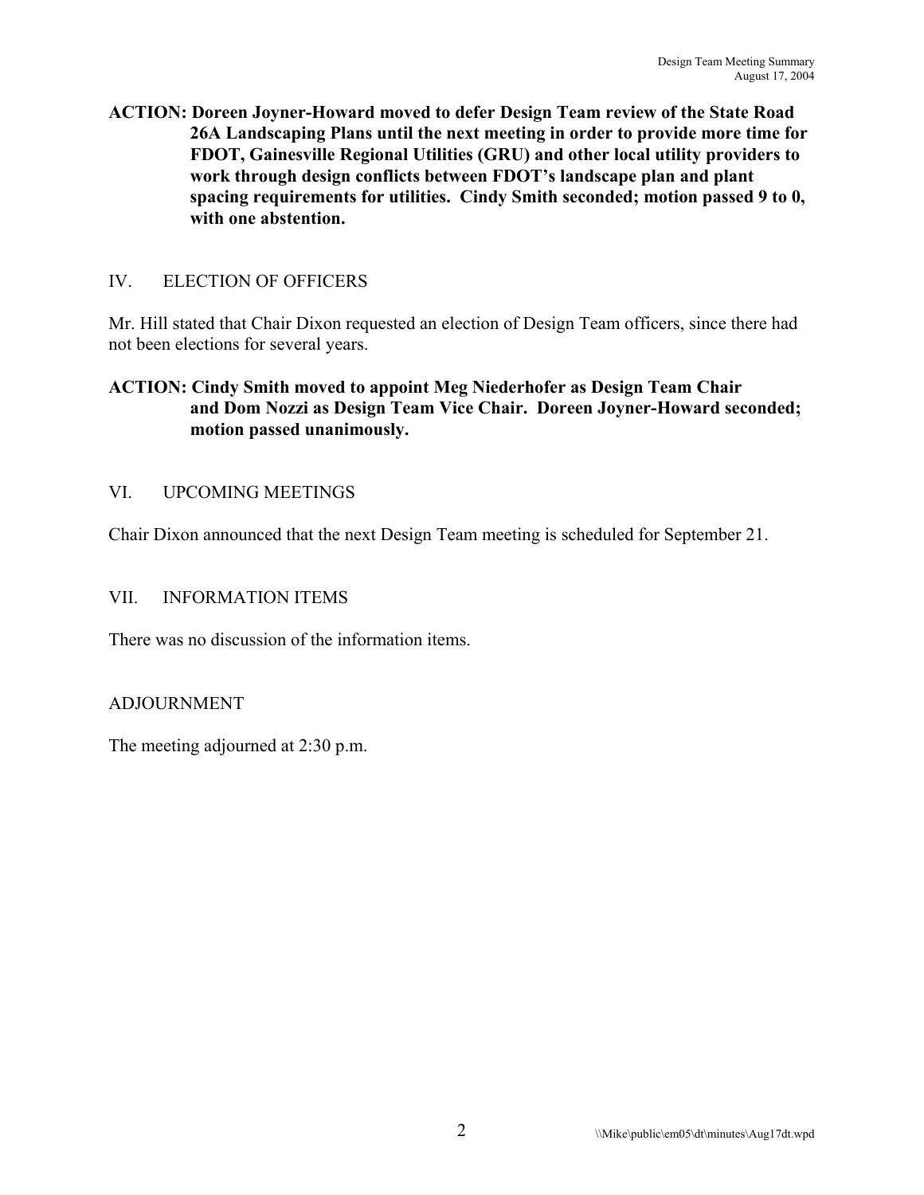**ACTION: Doreen Joyner-Howard moved to defer Design Team review of the State Road 26A Landscaping Plans until the next meeting in order to provide more time for FDOT, Gainesville Regional Utilities (GRU) and other local utility providers to work through design conflicts between FDOT's landscape plan and plant spacing requirements for utilities. Cindy Smith seconded; motion passed 9 to 0, with one abstention.**

## IV. ELECTION OF OFFICERS

Mr. Hill stated that Chair Dixon requested an election of Design Team officers, since there had not been elections for several years.

**ACTION: Cindy Smith moved to appoint Meg Niederhofer as Design Team Chair and Dom Nozzi as Design Team Vice Chair. Doreen Joyner-Howard seconded; motion passed unanimously.**

## VI. UPCOMING MEETINGS

Chair Dixon announced that the next Design Team meeting is scheduled for September 21.

## VII. INFORMATION ITEMS

There was no discussion of the information items.

## ADJOURNMENT

The meeting adjourned at 2:30 p.m.

\\Mike\public\em05\dt\minutes\Aug17dt.wpd